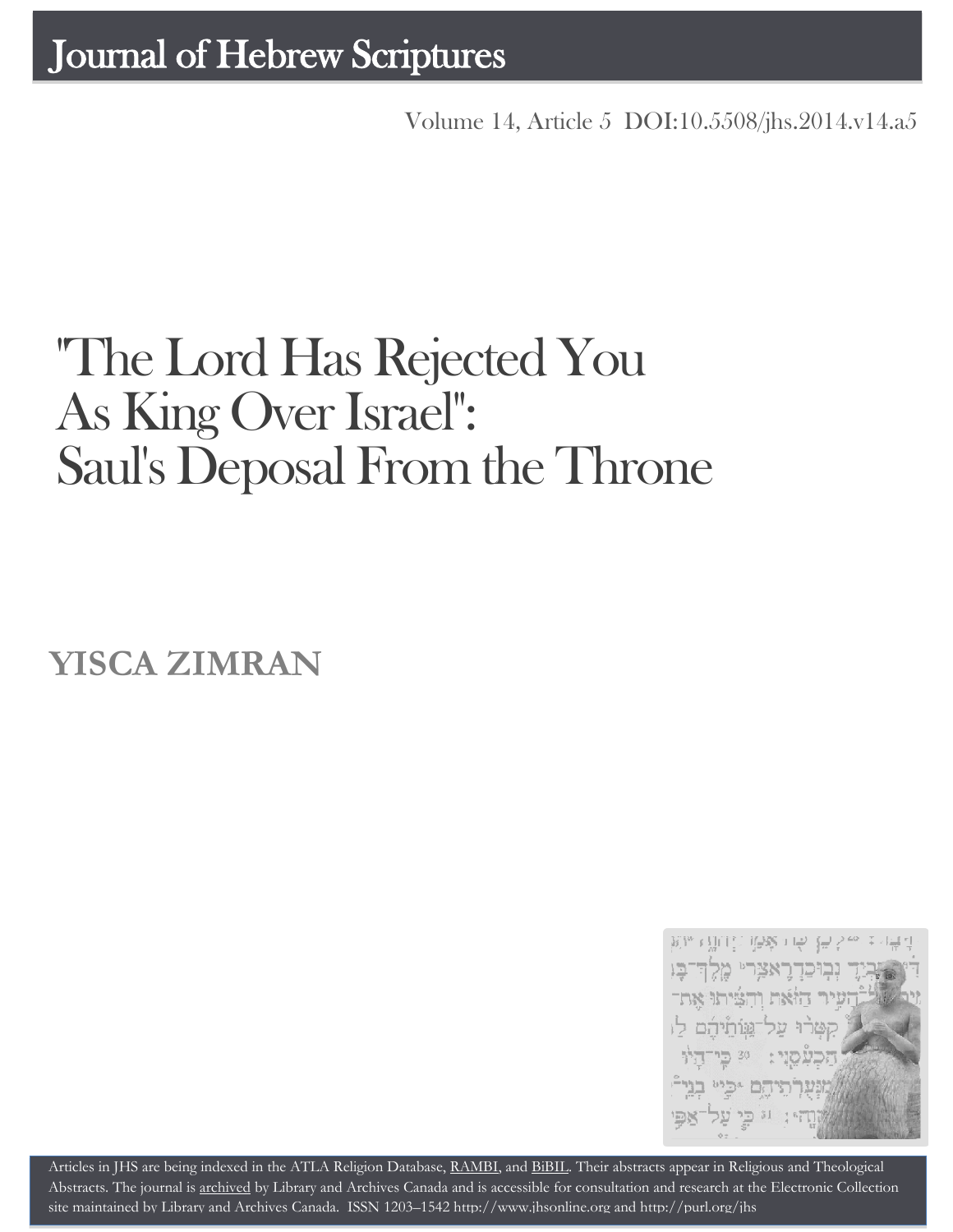# Journal of Hebrew Scriptures

Volume 14, Article 5 DOI:10.5508/jhs.2014.v14.a5

# "The Lord Has Rejected You As King Over Israel": Saul's Deposal From the Throne

## YISCA ZIMRAN

Articles in JHS are being indexed in the ATLA Religion Database, RAMBI, and BiBIL. Their abstracts appear in Religious and Theological Abstracts. The journal is archived by Library and Archives Canada and is accessible for consultation and research at the Electronic Collection site maintained by Library and Archives Canada. ISSN 1203–1542 http://www.jhsonline.org and http://purl.org/jhs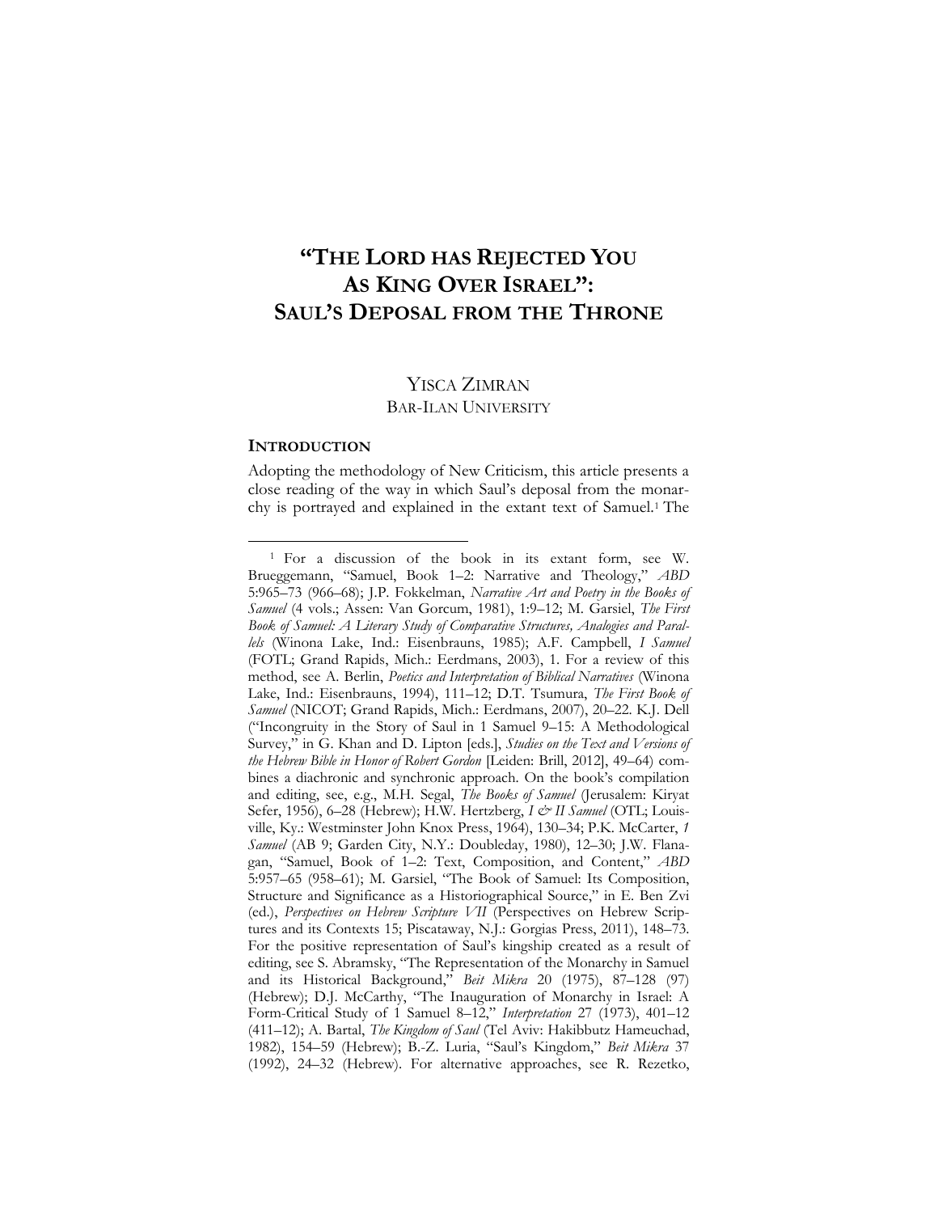# "The Lord has Rejected You As King Over Israel": Saul's Deposal from the Throne

Yisca Zimran
Bar-Ilan University

## Introduction

Adopting the methodology of New Criticism, this article presents a close reading of the way in which Saul's deposal from the monarchy is portrayed and explained in the extant text of Samuel.[1] The

---

[1] For a discussion of the book in its extant form, see W. Brueggemann, "Samuel, Book 1–2: Narrative and Theology," *ABD* 5:965–73 (966–68); J.P. Fokkelman, *Narrative Art and Poetry in the Books of Samuel* (4 vols.; Assen: Van Gorcum, 1981), 1:9–12; M. Garsiel, *The First Book of Samuel: A Literary Study of Comparative Structures, Analogies and Parallels* (Winona Lake, Ind.: Eisenbrauns, 1985); A.F. Campbell, *1 Samuel* (FOTL; Grand Rapids, Mich.: Eerdmans, 2003), 1. For a review of this method, see A. Berlin, *Poetics and Interpretation of Biblical Narratives* (Winona Lake, Ind.: Eisenbrauns, 1994), 111–12; D.T. Tsumura, *The First Book of Samuel* (NICOT; Grand Rapids, Mich.: Eerdmans, 2007), 20–22. K.J. Dell ("Incongruity in the Story of Saul in 1 Samuel 9–15: A Methodological Survey," in G. Khan and D. Lipton [eds.], *Studies on the Text and Versions of the Hebrew Bible in Honor of Robert Gordon* [Leiden: Brill, 2012], 49–64) combines a diachronic and synchronic approach. On the book's compilation and editing, see, e.g., M.H. Segal, *The Books of Samuel* (Jerusalem: Kiryat Sefer, 1956), 6–28 (Hebrew); H.W. Hertzberg, *I & II Samuel* (OTL; Louisville, Ky.: Westminster John Knox Press, 1964), 130–34; P.K. McCarter, *1 Samuel* (AB 9; Garden City, N.Y.: Doubleday, 1980), 12–30; J.W. Flanagan, "Samuel, Book of 1–2: Text, Composition, and Content," *ABD* 5:957–65 (958–61); M. Garsiel, "The Book of Samuel: Its Composition, Structure and Significance as a Historiographical Source," in E. Ben Zvi (ed.), *Perspectives on Hebrew Scripture VII* (Perspectives on Hebrew Scriptures and its Contexts 15; Piscataway, N.J.: Gorgias Press, 2011), 148–73. For the positive representation of Saul's kingship created as a result of editing, see S. Abramsky, "The Representation of the Monarchy in Samuel and its Historical Background," *Beit Mikra* 20 (1975), 87–128 (97) (Hebrew); D.J. McCarthy, "The Inauguration of Monarchy in Israel: A Form-Critical Study of 1 Samuel 8–12," *Interpretation* 27 (1973), 401–12 (411–12); A. Bartal, *The Kingdom of Saul* (Tel Aviv: Hakibbutz Hameuchad, 1982), 154–59 (Hebrew); B.-Z. Luria, "Saul's Kingdom," *Beit Mikra* 37 (1992), 24–32 (Hebrew). For alternative approaches, see R. Rezetko,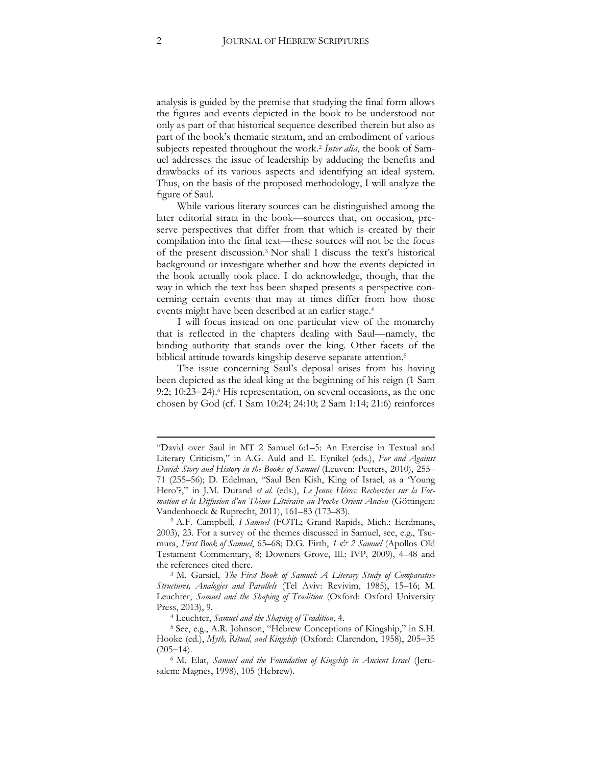analysis is guided by the premise that studying the final form allows the figures and events depicted in the book to be understood not only as part of that historical sequence described therein but also as part of the book's thematic stratum, and an embodiment of various subjects repeated throughout the work.[2] *Inter alia*, the book of Samuel addresses the issue of leadership by adducing the benefits and drawbacks of its various aspects and identifying an ideal system. Thus, on the basis of the proposed methodology, I will analyze the figure of Saul.

While various literary sources can be distinguished among the later editorial strata in the book—sources that, on occasion, preserve perspectives that differ from that which is created by their compilation into the final text—these sources will not be the focus of the present discussion.[3] Nor shall I discuss the text's historical background or investigate whether and how the events depicted in the book actually took place. I do acknowledge, though, that the way in which the text has been shaped presents a perspective concerning certain events that may at times differ from how those events might have been described at an earlier stage.[4]

I will focus instead on one particular view of the monarchy that is reflected in the chapters dealing with Saul—namely, the binding authority that stands over the king. Other facets of the biblical attitude towards kingship deserve separate attention.[5]

The issue concerning Saul's deposal arises from his having been depicted as the ideal king at the beginning of his reign (1 Sam 9:2; 10:23–24).[6] His representation, on several occasions, as the one chosen by God (cf. 1 Sam 10:24; 24:10; 2 Sam 1:14; 21:6) reinforces

---

"David over Saul in MT 2 Samuel 6:1–5: An Exercise in Textual and Literary Criticism," in A.G. Auld and E. Eynikel (eds.), *For and Against David: Story and History in the Books of Samuel* (Leuven: Peeters, 2010), 255–71 (255–56); D. Edelman, "Saul Ben Kish, King of Israel, as a 'Young Hero'?," in J.M. Durand *et al.* (eds.), *Le Jeune Héros: Recherches sur la Formation et la Diffusion d'un Thème Littéraire au Proche Orient Ancien* (Göttingen: Vandenhoeck & Ruprecht, 2011), 161–83 (173–83).

[2] A.F. Campbell, *1 Samuel* (FOTL; Grand Rapids, Mich.: Eerdmans, 2003), 23. For a survey of the themes discussed in Samuel, see, e.g., Tsumura, *First Book of Samuel*, 65–68; D.G. Firth, *1 & 2 Samuel* (Apollos Old Testament Commentary, 8; Downers Grove, Ill.: IVP, 2009), 4–48 and the references cited there.

[3] M. Garsiel, *The First Book of Samuel: A Literary Study of Comparative Structures, Analogies and Parallels* (Tel Aviv: Revivim, 1985), 15–16; M. Leuchter, *Samuel and the Shaping of Tradition* (Oxford: Oxford University Press, 2013), 9.

[4] Leuchter, *Samuel and the Shaping of Tradition*, 4.

[5] See, e.g., A.R. Johnson, "Hebrew Conceptions of Kingship," in S.H. Hooke (ed.), *Myth, Ritual, and Kingship* (Oxford: Clarendon, 1958), 205–35 (205–14).

[6] M. Elat, *Samuel and the Foundation of Kingship in Ancient Israel* (Jerusalem: Magnes, 1998), 105 (Hebrew).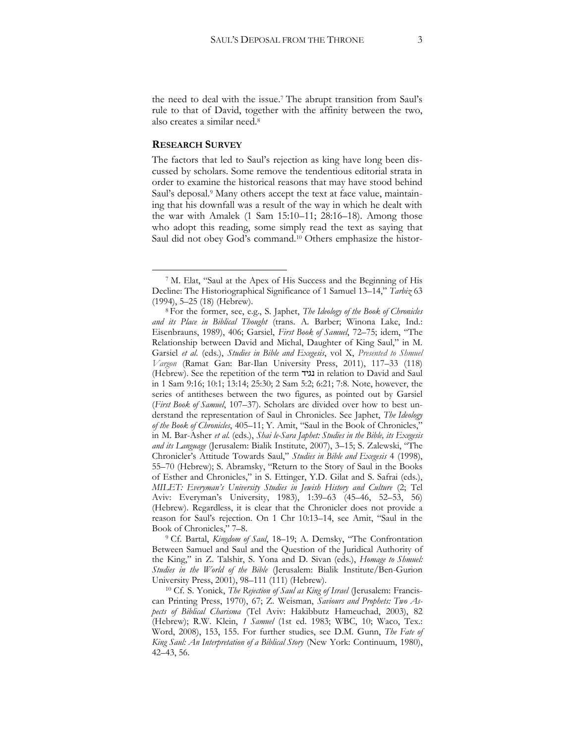the need to deal with the issue.[7] The abrupt transition from Saul's rule to that of David, together with the affinity between the two, also creates a similar need.[8]

## RESEARCH SURVEY

The factors that led to Saul's rejection as king have long been discussed by scholars. Some remove the tendentious editorial strata in order to examine the historical reasons that may have stood behind Saul's deposal.[9] Many others accept the text at face value, maintaining that his downfall was a result of the way in which he dealt with the war with Amalek (1 Sam 15:10–11; 28:16–18). Among those who adopt this reading, some simply read the text as saying that Saul did not obey God's command.[10] Others emphasize the histor-

---

[7] M. Elat, "Saul at the Apex of His Success and the Beginning of His Decline: The Historiographical Significance of 1 Samuel 13–14," *Tarbiz* 63 (1994), 5–25 (18) (Hebrew).

[8] For the former, see, e.g., S. Japhet, *The Ideology of the Book of Chronicles and its Place in Biblical Thought* (trans. A. Barber; Winona Lake, Ind.: Eisenbrauns, 1989), 406; Garsiel, *First Book of Samuel*, 72–75; idem, "The Relationship between David and Michal, Daughter of King Saul," in M. Garsiel *et al*. (eds.), *Studies in Bible and Exegesis*, vol X, *Presented to Shmuel Vargon* (Ramat Gan: Bar-Ilan University Press, 2011), 117–33 (118) (Hebrew). See the repetition of the term נגיד in relation to David and Saul in 1 Sam 9:16; 10:1; 13:14; 25:30; 2 Sam 5:2; 6:21; 7:8. Note, however, the series of antitheses between the two figures, as pointed out by Garsiel (*First Book of Samuel*, 107–37). Scholars are divided over how to best understand the representation of Saul in Chronicles. See Japhet, *The Ideology of the Book of Chronicles*, 405–11; Y. Amit, "Saul in the Book of Chronicles," in M. Bar-Asher *et al.* (eds.), *Shai le-Sara Japhet: Studies in the Bible, its Exegesis and its Language* (Jerusalem: Bialik Institute, 2007), 3–15; S. Zalewski, "The Chronicler's Attitude Towards Saul," *Studies in Bible and Exegesis* 4 (1998), 55–70 (Hebrew); S. Abramsky, "Return to the Story of Saul in the Books of Esther and Chronicles," in S. Ettinger, Y.D. Gilat and S. Safrai (eds.), *MILET: Everyman's University Studies in Jewish History and Culture* (2; Tel Aviv: Everyman's University, 1983), 1:39–63 (45–46, 52–53, 56) (Hebrew). Regardless, it is clear that the Chronicler does not provide a reason for Saul's rejection. On 1 Chr 10:13–14, see Amit, "Saul in the Book of Chronicles," 7–8.

[9] Cf. Bartal, *Kingdom of Saul*, 18–19; A. Demsky, "The Confrontation Between Samuel and Saul and the Question of the Juridical Authority of the King," in Z. Talshir, S. Yona and D. Sivan (eds.), *Homage to Shmuel: Studies in the World of the Bible* (Jerusalem: Bialik Institute/Ben-Gurion University Press, 2001), 98–111 (111) (Hebrew).

[10] Cf. S. Yonick, *The Rejection of Saul as King of Israel* (Jerusalem: Franciscan Printing Press, 1970), 67; Z. Weisman, *Saviours and Prophets: Two Aspects of Biblical Charisma* (Tel Aviv: Hakibbutz Hameuchad, 2003), 82 (Hebrew); R.W. Klein, *1 Samuel* (1st ed. 1983; WBC, 10; Waco, Tex.: Word, 2008), 153, 155. For further studies, see D.M. Gunn, *The Fate of King Saul: An Interpretation of a Biblical Story* (New York: Continuum, 1980), 42–43, 56.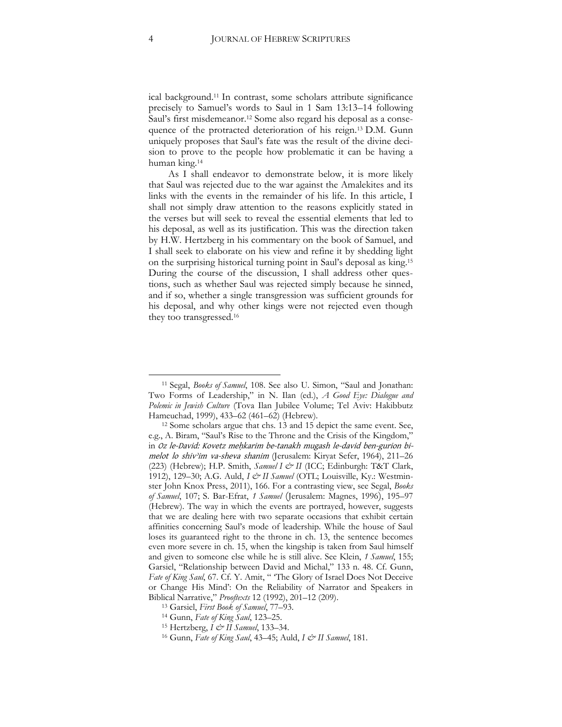ical background.[11] In contrast, some scholars attribute significance precisely to Samuel's words to Saul in 1 Sam 13:13–14 following Saul's first misdemeanor.[12] Some also regard his deposal as a consequence of the protracted deterioration of his reign.[13] D.M. Gunn uniquely proposes that Saul's fate was the result of the divine decision to prove to the people how problematic it can be having a human king.[14]

As I shall endeavor to demonstrate below, it is more likely that Saul was rejected due to the war against the Amalekites and its links with the events in the remainder of his life. In this article, I shall not simply draw attention to the reasons explicitly stated in the verses but will seek to reveal the essential elements that led to his deposal, as well as its justification. This was the direction taken by H.W. Hertzberg in his commentary on the book of Samuel, and I shall seek to elaborate on his view and refine it by shedding light on the surprising historical turning point in Saul's deposal as king.[15] During the course of the discussion, I shall address other questions, such as whether Saul was rejected simply because he sinned, and if so, whether a single transgression was sufficient grounds for his deposal, and why other kings were not rejected even though they too transgressed.[16]

---

[11] Segal, *Books of Samuel*, 108. See also U. Simon, "Saul and Jonathan: Two Forms of Leadership," in N. Ilan (ed.), *A Good Eye: Dialogue and Polemic in Jewish Culture* (Tova Ilan Jubilee Volume; Tel Aviv: Hakibbutz Hameuchad, 1999), 433–62 (461–62) (Hebrew).

[12] Some scholars argue that chs. 13 and 15 depict the same event. See, e.g., A. Biram, "Saul's Rise to the Throne and the Crisis of the Kingdom," in *Oz le-David: Kovetz meḥkarim be-tanakh mugash le-david ben-gurion bi-melot lo shiv'im va-sheva shanim* (Jerusalem: Kiryat Sefer, 1964), 211–26 (223) (Hebrew); H.P. Smith, *Samuel I & II* (ICC; Edinburgh: T&T Clark, 1912), 129–30; A.G. Auld, *I & II Samuel* (OTL; Louisville, Ky.: Westminster John Knox Press, 2011), 166. For a contrasting view, see Segal, *Books of Samuel*, 107; S. Bar-Efrat, *1 Samuel* (Jerusalem: Magnes, 1996), 195–97 (Hebrew). The way in which the events are portrayed, however, suggests that we are dealing here with two separate occasions that exhibit certain affinities concerning Saul's mode of leadership. While the house of Saul loses its guaranteed right to the throne in ch. 13, the sentence becomes even more severe in ch. 15, when the kingship is taken from Saul himself and given to someone else while he is still alive. See Klein, *1 Samuel*, 155; Garsiel, "Relationship between David and Michal," 133 n. 48. Cf. Gunn, *Fate of King Saul*, 67. Cf. Y. Amit, " 'The Glory of Israel Does Not Deceive or Change His Mind': On the Reliability of Narrator and Speakers in Biblical Narrative," *Prooftexts* 12 (1992), 201–12 (209).

[13] Garsiel, *First Book of Samuel*, 77–93.

[14] Gunn, *Fate of King Saul*, 123–25.

[15] Hertzberg, *I & II Samuel*, 133–34.

[16] Gunn, *Fate of King Saul*, 43–45; Auld, *I & II Samuel*, 181.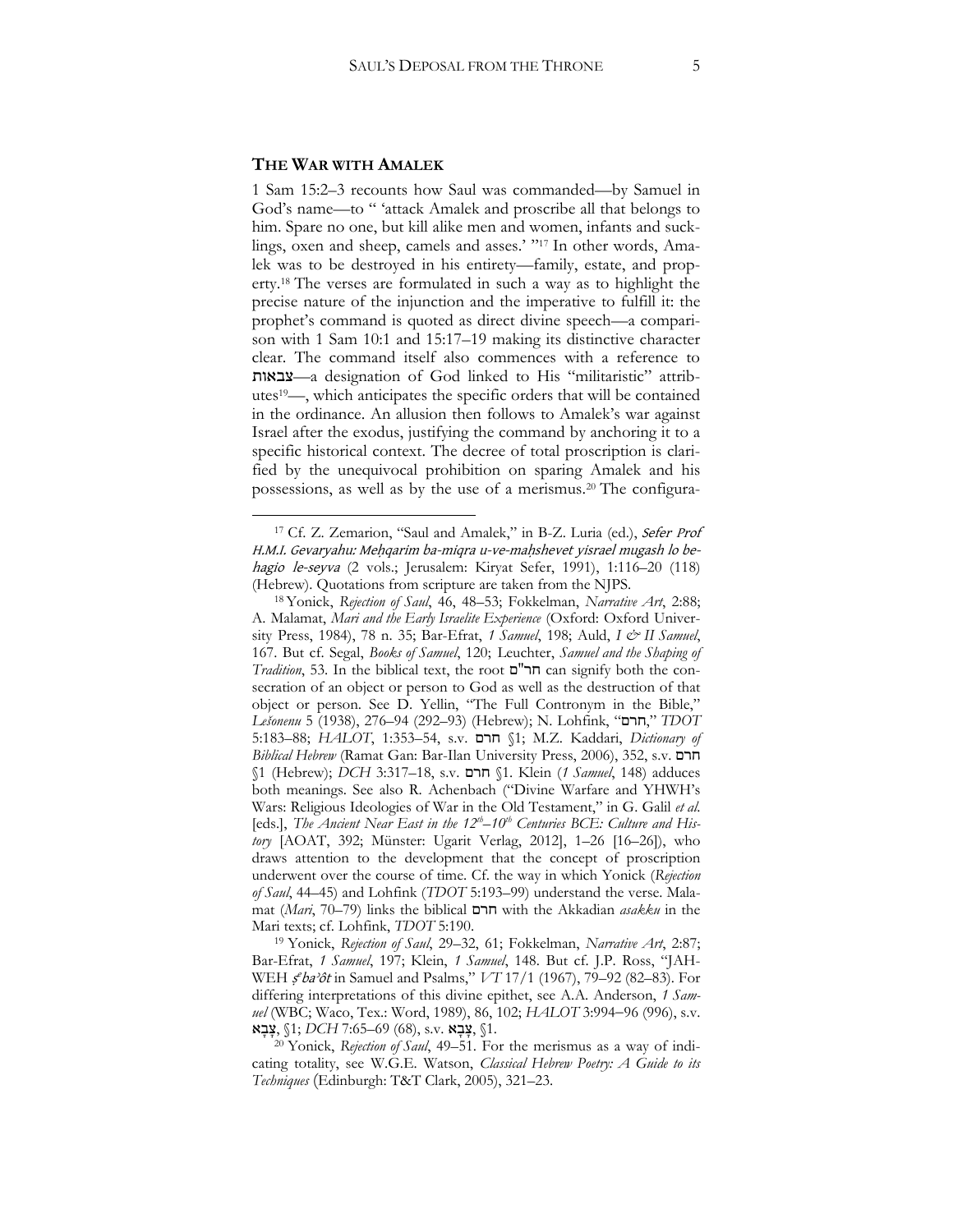## THE WAR WITH AMALEK

1 Sam 15:2–3 recounts how Saul was commanded—by Samuel in God's name—to " 'attack Amalek and proscribe all that belongs to him. Spare no one, but kill alike men and women, infants and sucklings, oxen and sheep, camels and asses.' "[17] In other words, Amalek was to be destroyed in his entirety—family, estate, and property.[18] The verses are formulated in such a way as to highlight the precise nature of the injunction and the imperative to fulfill it: the prophet's command is quoted as direct divine speech—a comparison with 1 Sam 10:1 and 15:17–19 making its distinctive character clear. The command itself also commences with a reference to צבאות—a designation of God linked to His "militaristic" attributes[19]—, which anticipates the specific orders that will be contained in the ordinance. An allusion then follows to Amalek's war against Israel after the exodus, justifying the command by anchoring it to a specific historical context. The decree of total proscription is clarified by the unequivocal prohibition on sparing Amalek and his possessions, as well as by the use of a merismus.[20] The configura-

---

[17] Cf. Z. Zemarion, "Saul and Amalek," in B-Z. Luria (ed.), *Sefer Prof H.M.I. Gevaryahu: Meḥqarim ba-miqra u-ve-maḥshevet yisrael mugash lo be-hagio le-seyva* (2 vols.; Jerusalem: Kiryat Sefer, 1991), 1:116–20 (118) (Hebrew). Quotations from scripture are taken from the NJPS.

[18] Yonick, *Rejection of Saul*, 46, 48–53; Fokkelman, *Narrative Art*, 2:88; A. Malamat, *Mari and the Early Israelite Experience* (Oxford: Oxford University Press, 1984), 78 n. 35; Bar-Efrat, *1 Samuel*, 198; Auld, *I & II Samuel*, 167. But cf. Segal, *Books of Samuel*, 120; Leuchter, *Samuel and the Shaping of Tradition*, 53. In the biblical text, the root חר"ם can signify both the consecration of an object or person to God as well as the destruction of that object or person. See D. Yellin, "The Full Contronym in the Bible," *Lešonenu* 5 (1938), 276–94 (292–93) (Hebrew); N. Lohfink, "חרם," *TDOT* 5:183–88; *HALOT*, 1:353–54, s.v. חרם §1; M.Z. Kaddari, *Dictionary of Biblical Hebrew* (Ramat Gan: Bar-Ilan University Press, 2006), 352, s.v. חרם §1 (Hebrew); *DCH* 3:317–18, s.v. חרם §1. Klein (*1 Samuel*, 148) adduces both meanings. See also R. Achenbach ("Divine Warfare and YHWH's Wars: Religious Ideologies of War in the Old Testament," in G. Galil *et al.* [eds.], *The Ancient Near East in the 12th–10th Centuries BCE: Culture and History* [AOAT, 392; Münster: Ugarit Verlag, 2012], 1–26 [16–26]), who draws attention to the development that the concept of proscription underwent over the course of time. Cf. the way in which Yonick (*Rejection of Saul*, 44–45) and Lohfink (*TDOT* 5:193–99) understand the verse. Malamat (*Mari*, 70–79) links the biblical חרם with the Akkadian *asakku* in the Mari texts; cf. Lohfink, *TDOT* 5:190.

[19] Yonick, *Rejection of Saul*, 29–32, 61; Fokkelman, *Narrative Art*, 2:87; Bar-Efrat, *1 Samuel*, 197; Klein, *1 Samuel*, 148. But cf. J.P. Ross, "JAHWEH *ṣᵉbaʾôt* in Samuel and Psalms," *VT* 17/1 (1967), 79–92 (82–83). For differing interpretations of this divine epithet, see A.A. Anderson, *1 Samuel* (WBC; Waco, Tex.: Word, 1989), 86, 102; *HALOT* 3:994–96 (996), s.v. צָבָא, §1; *DCH* 7:65–69 (68), s.v. צָבָא, §1.

[20] Yonick, *Rejection of Saul*, 49–51. For the merismus as a way of indicating totality, see W.G.E. Watson, *Classical Hebrew Poetry: A Guide to its Techniques* (Edinburgh: T&T Clark, 2005), 321–23.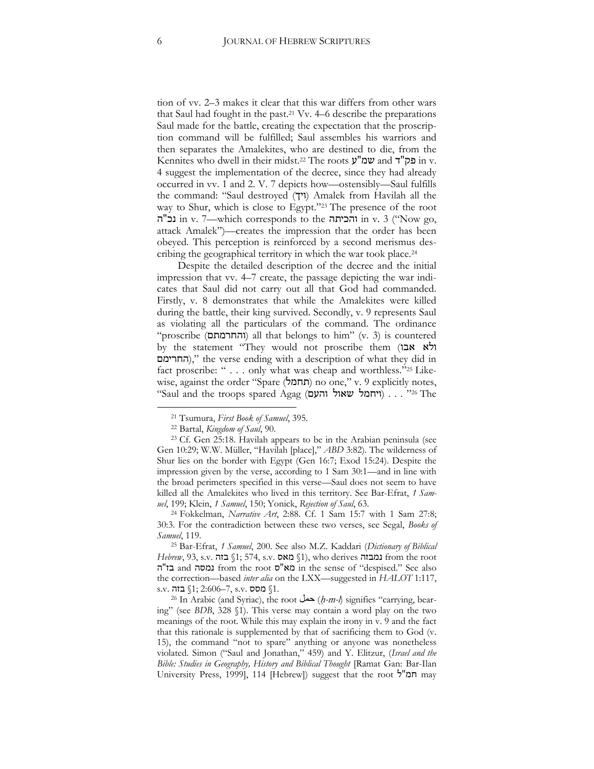tion of vv. 2–3 makes it clear that this war differs from other wars that Saul had fought in the past.[21] Vv. 4–6 describe the preparations Saul made for the battle, creating the expectation that the proscription command will be fulfilled; Saul assembles his warriors and then separates the Amalekites, who are destined to die, from the Kennites who dwell in their midst.[22] The roots שמ"ע and פק"ד in v. 4 suggest the implementation of the decree, since they had already occurred in vv. 1 and 2. V. 7 depicts how—ostensibly—Saul fulfills the command: "Saul destroyed (ויך) Amalek from Havilah all the way to Shur, which is close to Egypt."[23] The presence of the root נכ"ה in v. 7—which corresponds to the והכיתה in v. 3 ("Now go, attack Amalek")—creates the impression that the order has been obeyed. This perception is reinforced by a second merismus describing the geographical territory in which the war took place.[24]

Despite the detailed description of the decree and the initial impression that vv. 4–7 create, the passage depicting the war indicates that Saul did not carry out all that God had commanded. Firstly, v. 8 demonstrates that while the Amalekites were killed during the battle, their king survived. Secondly, v. 9 represents Saul as violating all the particulars of the command. The ordinance "proscribe (והחרמתם) all that belongs to him" (v. 3) is countered by the statement "They would not proscribe them (ולא אבו החרימם)," the verse ending with a description of what they did in fact proscribe: " . . . only what was cheap and worthless."[25] Likewise, against the order "Spare (תחמל) no one," v. 9 explicitly notes, "Saul and the troops spared Agag (ויחמל שאול והעם) . . . "[26] The

---

[21] Tsumura, *First Book of Samuel*, 395.

[22] Bartal, *Kingdom of Saul*, 90.

[23] Cf. Gen 25:18. Havilah appears to be in the Arabian peninsula (see Gen 10:29; W.W. Müller, "Havilah [place]," *ABD* 3:82). The wilderness of Shur lies on the border with Egypt (Gen 16:7; Exod 15:24). Despite the impression given by the verse, according to 1 Sam 30:1—and in line with the broad perimeters specified in this verse—Saul does not seem to have killed all the Amalekites who lived in this territory. See Bar-Efrat, *1 Samuel*, 199; Klein, *1 Samuel*, 150; Yonick, *Rejection of Saul*, 63.

[24] Fokkelman, *Narrative Art*, 2:88. Cf. 1 Sam 15:7 with 1 Sam 27:8; 30:3. For the contradiction between these two verses, see Segal, *Books of Samuel*, 119.

[25] Bar-Efrat, *1 Samuel*, 200. See also M.Z. Kaddari (*Dictionary of Biblical Hebrew*, 93, s.v. בזה §1; 574, s.v. מאס §1), who derives נמבזה from the root בז"ה and נמסה from the root מא"ס in the sense of "despised." See also the correction—based *inter alia* on the LXX—suggested in *HALOT* 1:117, s.v. בזה §1; 2:606–7, s.v. מסס §1.

[26] In Arabic (and Syriac), the root حمل (*ḥ-m-l*) signifies "carrying, bearing" (see *BDB*, 328 §1). This verse may contain a word play on the two meanings of the root. While this may explain the irony in v. 9 and the fact that this rationale is supplemented by that of sacrificing them to God (v. 15), the command "not to spare" anything or anyone was nonetheless violated. Simon ("Saul and Jonathan," 459) and Y. Elitzur, (*Israel and the Bible: Studies in Geography, History and Biblical Thought* [Ramat Gan: Bar-Ilan University Press, 1999], 114 [Hebrew]) suggest that the root חמ"ל may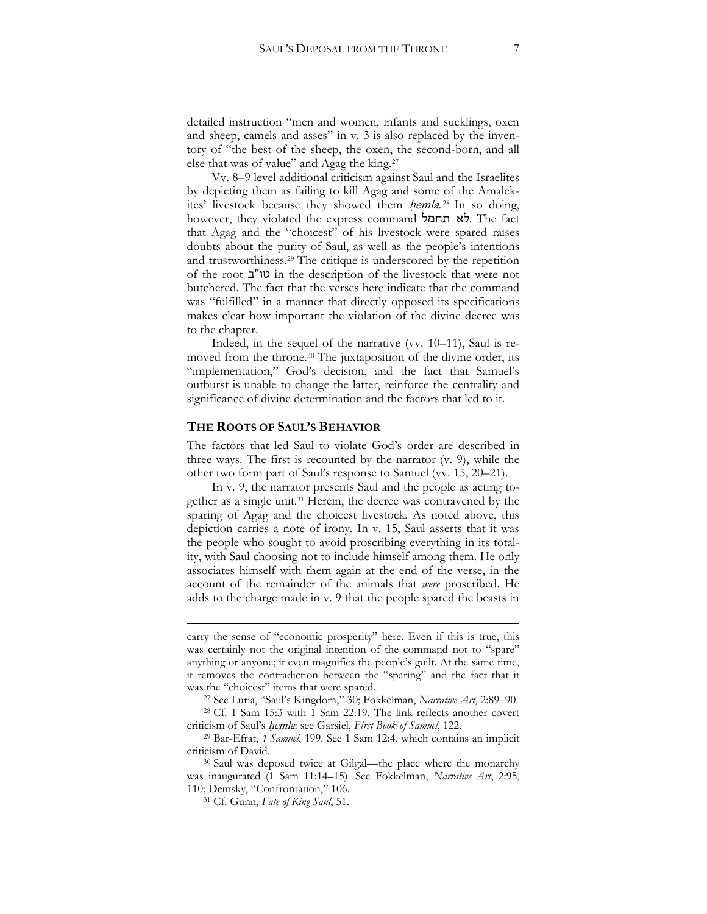detailed instruction "men and women, infants and sucklings, oxen and sheep, camels and asses" in v. 3 is also replaced by the inventory of "the best of the sheep, the oxen, the second-born, and all else that was of value" and Agag the king.[27]

Vv. 8–9 level additional criticism against Saul and the Israelites by depicting them as failing to kill Agag and some of the Amalekites' livestock because they showed them *ḥemla*.[28] In so doing, however, they violated the express command לא תחמל. The fact that Agag and the "choicest" of his livestock were spared raises doubts about the purity of Saul, as well as the people's intentions and trustworthiness.[29] The critique is underscored by the repetition of the root טו"ב in the description of the livestock that were not butchered. The fact that the verses here indicate that the command was "fulfilled" in a manner that directly opposed its specifications makes clear how important the violation of the divine decree was to the chapter.

Indeed, in the sequel of the narrative (vv. 10–11), Saul is removed from the throne.[30] The juxtaposition of the divine order, its "implementation," God's decision, and the fact that Samuel's outburst is unable to change the latter, reinforce the centrality and significance of divine determination and the factors that led to it.

## THE ROOTS OF SAUL'S BEHAVIOR

The factors that led Saul to violate God's order are described in three ways. The first is recounted by the narrator (v. 9), while the other two form part of Saul's response to Samuel (vv. 15, 20–21).

In v. 9, the narrator presents Saul and the people as acting together as a single unit.[31] Herein, the decree was contravened by the sparing of Agag and the choicest livestock. As noted above, this depiction carries a note of irony. In v. 15, Saul asserts that it was the people who sought to avoid proscribing everything in its totality, with Saul choosing not to include himself among them. He only associates himself with them again at the end of the verse, in the account of the remainder of the animals that *were* proscribed. He adds to the charge made in v. 9 that the people spared the beasts in

---

carry the sense of "economic prosperity" here. Even if this is true, this was certainly not the original intention of the command not to "spare" anything or anyone; it even magnifies the people's guilt. At the same time, it removes the contradiction between the "sparing" and the fact that it was the "choicest" items that were spared.

[27] See Luria, "Saul's Kingdom," 30; Fokkelman, *Narrative Art*, 2:89–90.

[28] Cf. 1 Sam 15:3 with 1 Sam 22:19. The link reflects another covert criticism of Saul's *ḥemla*: see Garsiel, *First Book of Samuel*, 122.

[29] Bar-Efrat, *1 Samuel*, 199. See 1 Sam 12:4, which contains an implicit criticism of David.

[30] Saul was deposed twice at Gilgal—the place where the monarchy was inaugurated (1 Sam 11:14–15). See Fokkelman, *Narrative Art*, 2:95, 110; Demsky, "Confrontation," 106.

[31] Cf. Gunn, *Fate of King Saul*, 51.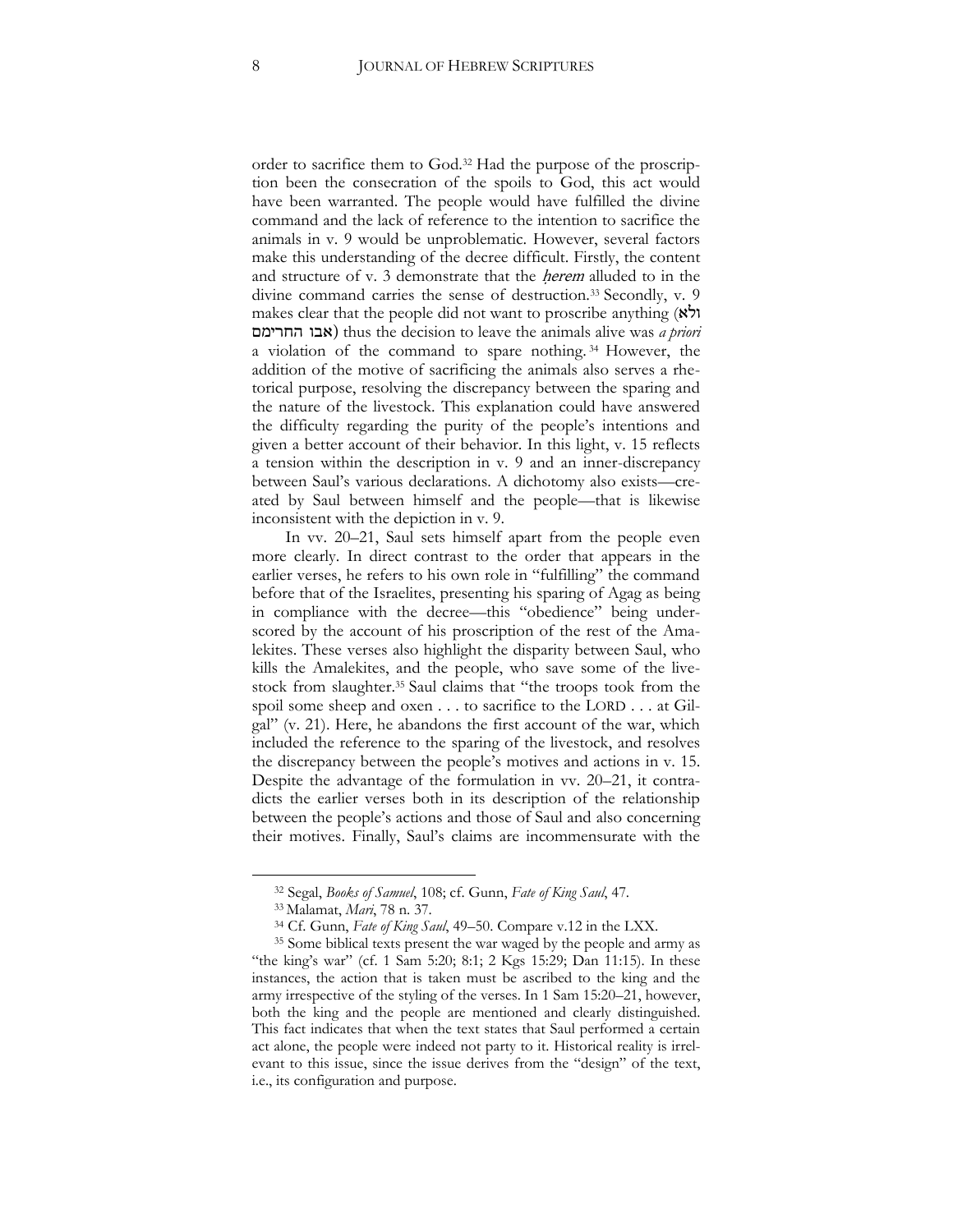order to sacrifice them to God.[32] Had the purpose of the proscription been the consecration of the spoils to God, this act would have been warranted. The people would have fulfilled the divine command and the lack of reference to the intention to sacrifice the animals in v. 9 would be unproblematic. However, several factors make this understanding of the decree difficult. Firstly, the content and structure of v. 3 demonstrate that the *ḥerem* alluded to in the divine command carries the sense of destruction.[33] Secondly, v. 9 makes clear that the people did not want to proscribe anything (ולא אבו החרימם) thus the decision to leave the animals alive was *a priori* a violation of the command to spare nothing.[34] However, the addition of the motive of sacrificing the animals also serves a rhetorical purpose, resolving the discrepancy between the sparing and the nature of the livestock. This explanation could have answered the difficulty regarding the purity of the people's intentions and given a better account of their behavior. In this light, v. 15 reflects a tension within the description in v. 9 and an inner-discrepancy between Saul's various declarations. A dichotomy also exists—created by Saul between himself and the people—that is likewise inconsistent with the depiction in v. 9.

In vv. 20–21, Saul sets himself apart from the people even more clearly. In direct contrast to the order that appears in the earlier verses, he refers to his own role in "fulfilling" the command before that of the Israelites, presenting his sparing of Agag as being in compliance with the decree—this "obedience" being underscored by the account of his proscription of the rest of the Amalekites. These verses also highlight the disparity between Saul, who kills the Amalekites, and the people, who save some of the livestock from slaughter.[35] Saul claims that "the troops took from the spoil some sheep and oxen . . . to sacrifice to the LORD . . . at Gilgal" (v. 21). Here, he abandons the first account of the war, which included the reference to the sparing of the livestock, and resolves the discrepancy between the people's motives and actions in v. 15. Despite the advantage of the formulation in vv. 20–21, it contradicts the earlier verses both in its description of the relationship between the people's actions and those of Saul and also concerning their motives. Finally, Saul's claims are incommensurate with the

---

[32] Segal, *Books of Samuel*, 108; cf. Gunn, *Fate of King Saul*, 47.

[33] Malamat, *Mari*, 78 n. 37.

[34] Cf. Gunn, *Fate of King Saul*, 49–50. Compare v.12 in the LXX.

[35] Some biblical texts present the war waged by the people and army as "the king's war" (cf. 1 Sam 5:20; 8:1; 2 Kgs 15:29; Dan 11:15). In these instances, the action that is taken must be ascribed to the king and the army irrespective of the styling of the verses. In 1 Sam 15:20–21, however, both the king and the people are mentioned and clearly distinguished. This fact indicates that when the text states that Saul performed a certain act alone, the people were indeed not party to it. Historical reality is irrelevant to this issue, since the issue derives from the "design" of the text, i.e., its configuration and purpose.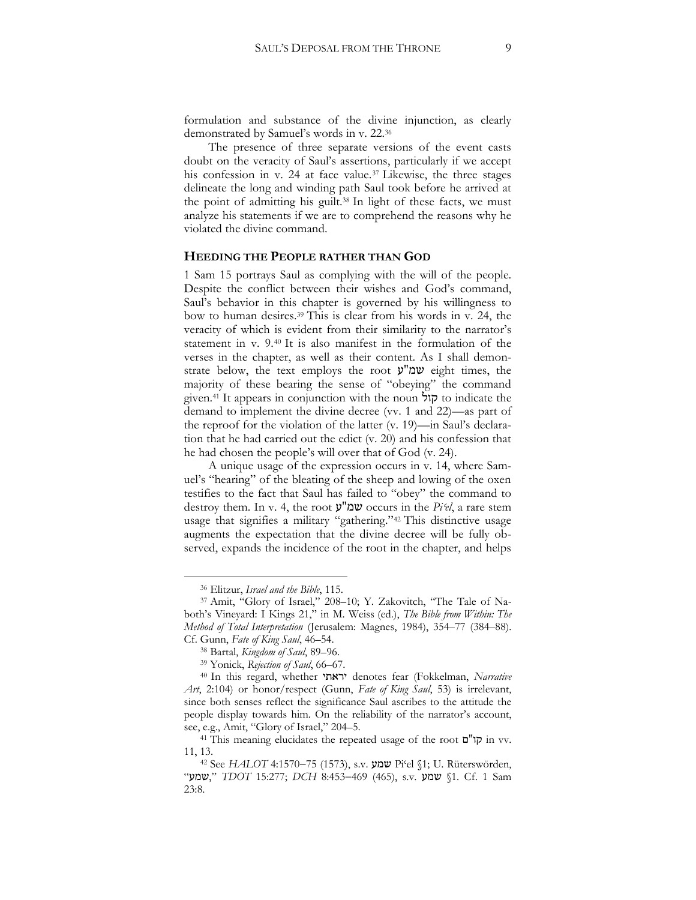formulation and substance of the divine injunction, as clearly demonstrated by Samuel's words in v. 22.[36]

The presence of three separate versions of the event casts doubt on the veracity of Saul's assertions, particularly if we accept his confession in v. 24 at face value.[37] Likewise, the three stages delineate the long and winding path Saul took before he arrived at the point of admitting his guilt.[38] In light of these facts, we must analyze his statements if we are to comprehend the reasons why he violated the divine command.

## HEEDING THE PEOPLE RATHER THAN GOD

1 Sam 15 portrays Saul as complying with the will of the people. Despite the conflict between their wishes and God's command, Saul's behavior in this chapter is governed by his willingness to bow to human desires.[39] This is clear from his words in v. 24, the veracity of which is evident from their similarity to the narrator's statement in v. 9.[40] It is also manifest in the formulation of the verses in the chapter, as well as their content. As I shall demonstrate below, the text employs the root שמ"ע eight times, the majority of these bearing the sense of "obeying" the command given.[41] It appears in conjunction with the noun קול to indicate the demand to implement the divine decree (vv. 1 and 22)—as part of the reproof for the violation of the latter (v. 19)—in Saul's declaration that he had carried out the edict (v. 20) and his confession that he had chosen the people's will over that of God (v. 24).

A unique usage of the expression occurs in v. 14, where Samuel's "hearing" of the bleating of the sheep and lowing of the oxen testifies to the fact that Saul has failed to "obey" the command to destroy them. In v. 4, the root שמ"ע occurs in the *Piʿel*, a rare stem usage that signifies a military "gathering."[42] This distinctive usage augments the expectation that the divine decree will be fully observed, expands the incidence of the root in the chapter, and helps

---

[36] Elitzur, *Israel and the Bible*, 115.

[37] Amit, "Glory of Israel," 208–10; Y. Zakovitch, "The Tale of Naboth's Vineyard: I Kings 21," in M. Weiss (ed.), *The Bible from Within: The Method of Total Interpretation* (Jerusalem: Magnes, 1984), 354–77 (384–88). Cf. Gunn, *Fate of King Saul*, 46–54.

[38] Bartal, *Kingdom of Saul*, 89–96.

[39] Yonick, *Rejection of Saul*, 66–67.

[40] In this regard, whether יראתי denotes fear (Fokkelman, *Narrative Art*, 2:104) or honor/respect (Gunn, *Fate of King Saul*, 53) is irrelevant, since both senses reflect the significance Saul ascribes to the attitude the people display towards him. On the reliability of the narrator's account, see, e.g., Amit, "Glory of Israel," 204–5.

[41] This meaning elucidates the repeated usage of the root קו"ם in vv. 11, 13.

[42] See *HALOT* 4:1570–75 (1573), s.v. שמע Piʿel §1; U. Rüterswörden, "שמע," *TDOT* 15:277; *DCH* 8:453–469 (465), s.v. שמע §1. Cf. 1 Sam 23:8.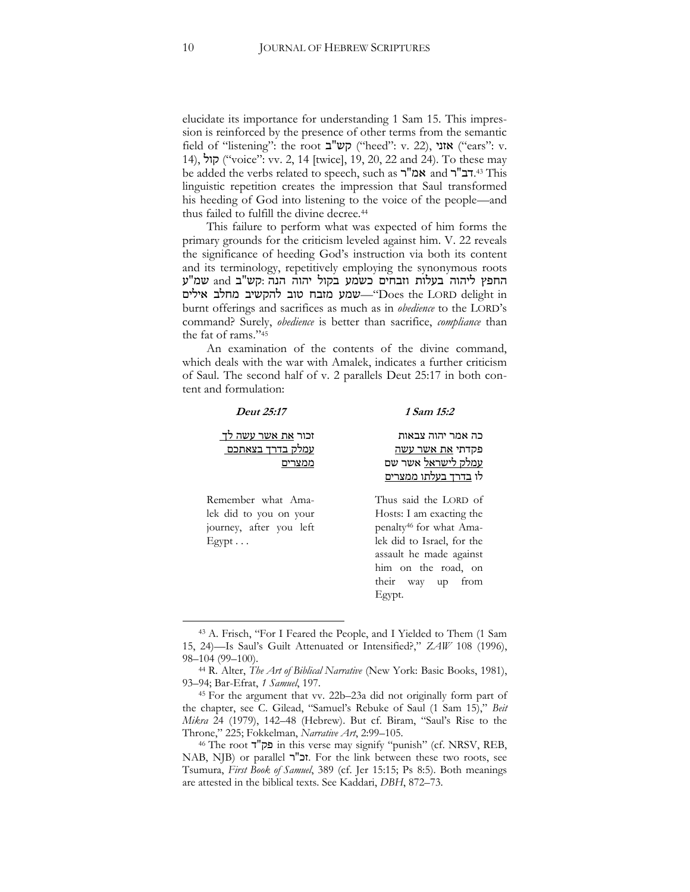elucidate its importance for understanding 1 Sam 15. This impression is reinforced by the presence of other terms from the semantic field of "listening": the root קש"ב ("heed": v. 22), אזני ("ears": v. 14), קול ("voice": vv. 2, 14 [twice], 19, 20, 22 and 24). To these may be added the verbs related to speech, such as אמ"ר and דב"ר.[43] This linguistic repetition creates the impression that Saul transformed his heeding of God into listening to the voice of the people—and thus failed to fulfill the divine decree.[44]

This failure to perform what was expected of him forms the primary grounds for the criticism leveled against him. V. 22 reveals the significance of heeding God's instruction via both its content and its terminology, repetitively employing the synonymous roots שמ"ע and קש"ב: החפץ ליהוה בעלות וזבחים כשמע בקול יהוה הנה שמע מזבח טוב להקשיב מחלב אילים—"Does the LORD delight in burnt offerings and sacrifices as much as in *obedience* to the LORD's command? Surely, *obedience* is better than sacrifice, *compliance* than the fat of rams."[45]

An examination of the contents of the divine command, which deals with the war with Amalek, indicates a further criticism of Saul. The second half of v. 2 parallels Deut 25:17 in both content and formulation:

| ***Deut 25:17*** | ***1 Sam 15:2*** |
|---|---|
| זכור <u>את אשר עשה לך עמלק בדרך בצאתכם ממצרים</u> | כה אמר יהוה צבאות פקדתי <u>את אשר עשה עמלק לישראל</u> אשר שם לו <u>בדרך בעלתו ממצרים</u> |
| Remember what Amalek did to you on your journey, after you left Egypt . . . | Thus said the LORD of Hosts: I am exacting the penalty[46] for what Amalek did to Israel, for the assault he made against him on the road, on their way up from Egypt. |

---

[43] A. Frisch, "For I Feared the People, and I Yielded to Them (1 Sam 15, 24)—Is Saul's Guilt Attenuated or Intensified?," *ZAW* 108 (1996), 98–104 (99–100).

[44] R. Alter, *The Art of Biblical Narrative* (New York: Basic Books, 1981), 93–94; Bar-Efrat, *1 Samuel*, 197.

[45] For the argument that vv. 22b–23a did not originally form part of the chapter, see C. Gilead, "Samuel's Rebuke of Saul (1 Sam 15)," *Beit Mikra* 24 (1979), 142–48 (Hebrew). But cf. Biram, "Saul's Rise to the Throne," 225; Fokkelman, *Narrative Art*, 2:99–105.

[46] The root פק"ד in this verse may signify "punish" (cf. NRSV, REB, NAB, NJB) or parallel זכ"ר. For the link between these two roots, see Tsumura, *First Book of Samuel*, 389 (cf. Jer 15:15; Ps 8:5). Both meanings are attested in the biblical texts. See Kaddari, *DBH*, 872–73.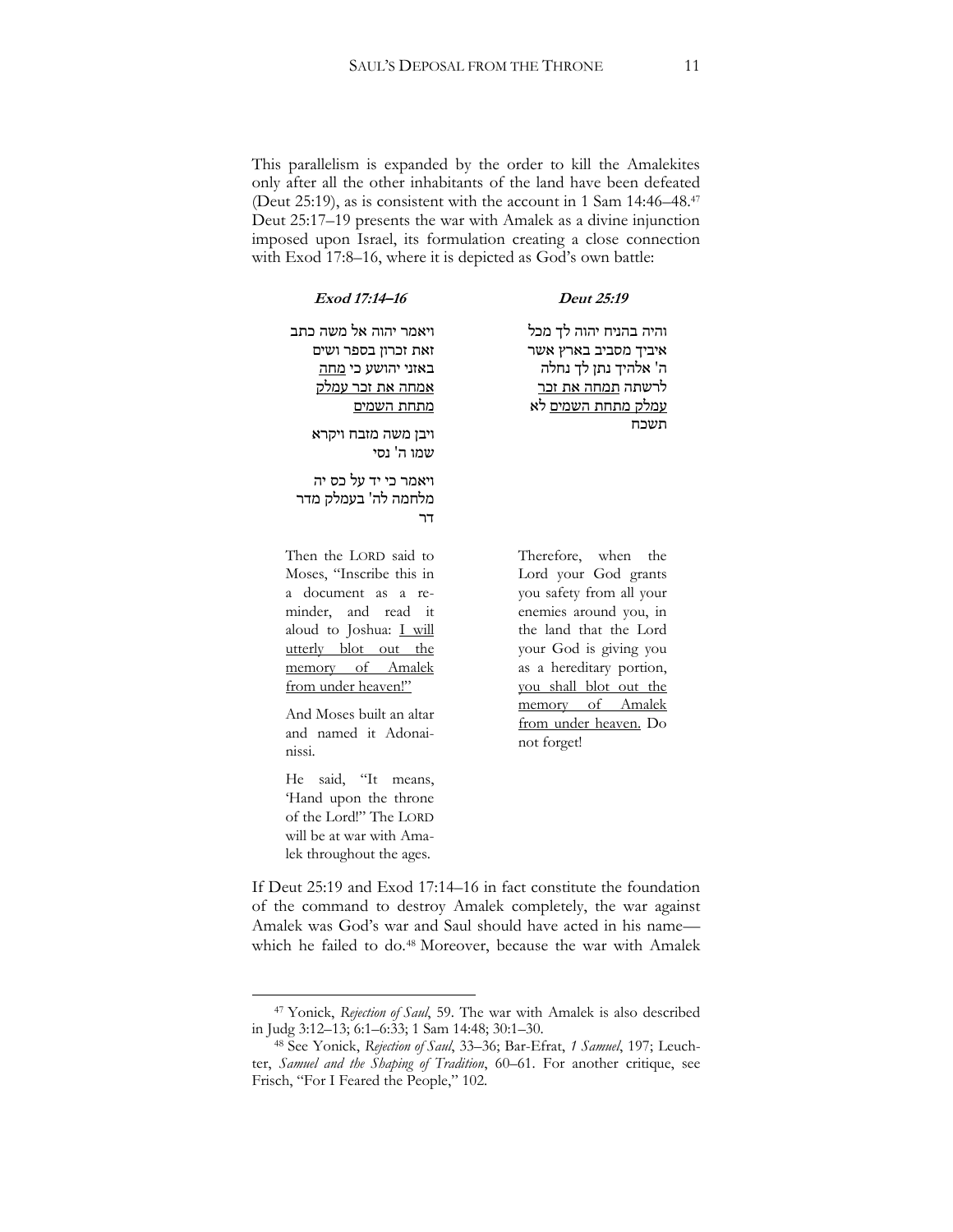This parallelism is expanded by the order to kill the Amalekites only after all the other inhabitants of the land have been defeated (Deut 25:19), as is consistent with the account in 1 Sam 14:46–48.[47] Deut 25:17–19 presents the war with Amalek as a divine injunction imposed upon Israel, its formulation creating a close connection with Exod 17:8–16, where it is depicted as God's own battle:

| ***Exod 17:14–16*** | ***Deut 25:19*** |
|---|---|
| ויאמר יהוה אל משה כתב זאת זכרון בספר ושים באזני יהושע כי <u>מחה אמחה את זכר עמלק מתחת השמים</u><br><br>ויבן משה מזבח ויקרא שמו ה' נסי<br><br>ויאמר כי יד על כס יה מלחמה לה' בעמלק מדר דר | והיה בהניח יהוה לך מכל איביך מסביב בארץ אשר ה' אלהיך נתן לך נחלה לרשתה <u>תמחה את זכר עמלק מתחת השמים</u> לא תשכח |
| Then the LORD said to Moses, "Inscribe this in a document as a reminder, and read it aloud to Joshua: <u>I will utterly blot out the memory of Amalek from under heaven!</u>"<br><br>And Moses built an altar and named it Adonai-nissi.<br><br>He said, "It means, 'Hand upon the throne of the Lord!' The LORD will be at war with Amalek throughout the ages. | Therefore, when the Lord your God grants you safety from all your enemies around you, in the land that the Lord your God is giving you as a hereditary portion, <u>you shall blot out the memory of Amalek from under heaven.</u> Do not forget! |

If Deut 25:19 and Exod 17:14–16 in fact constitute the foundation of the command to destroy Amalek completely, the war against Amalek was God's war and Saul should have acted in his name—which he failed to do.[48] Moreover, because the war with Amalek

---

[47] Yonick, *Rejection of Saul*, 59. The war with Amalek is also described in Judg 3:12–13; 6:1–6:33; 1 Sam 14:48; 30:1–30.

[48] See Yonick, *Rejection of Saul*, 33–36; Bar-Efrat, *1 Samuel*, 197; Leuchter, *Samuel and the Shaping of Tradition*, 60–61. For another critique, see Frisch, "For I Feared the People," 102.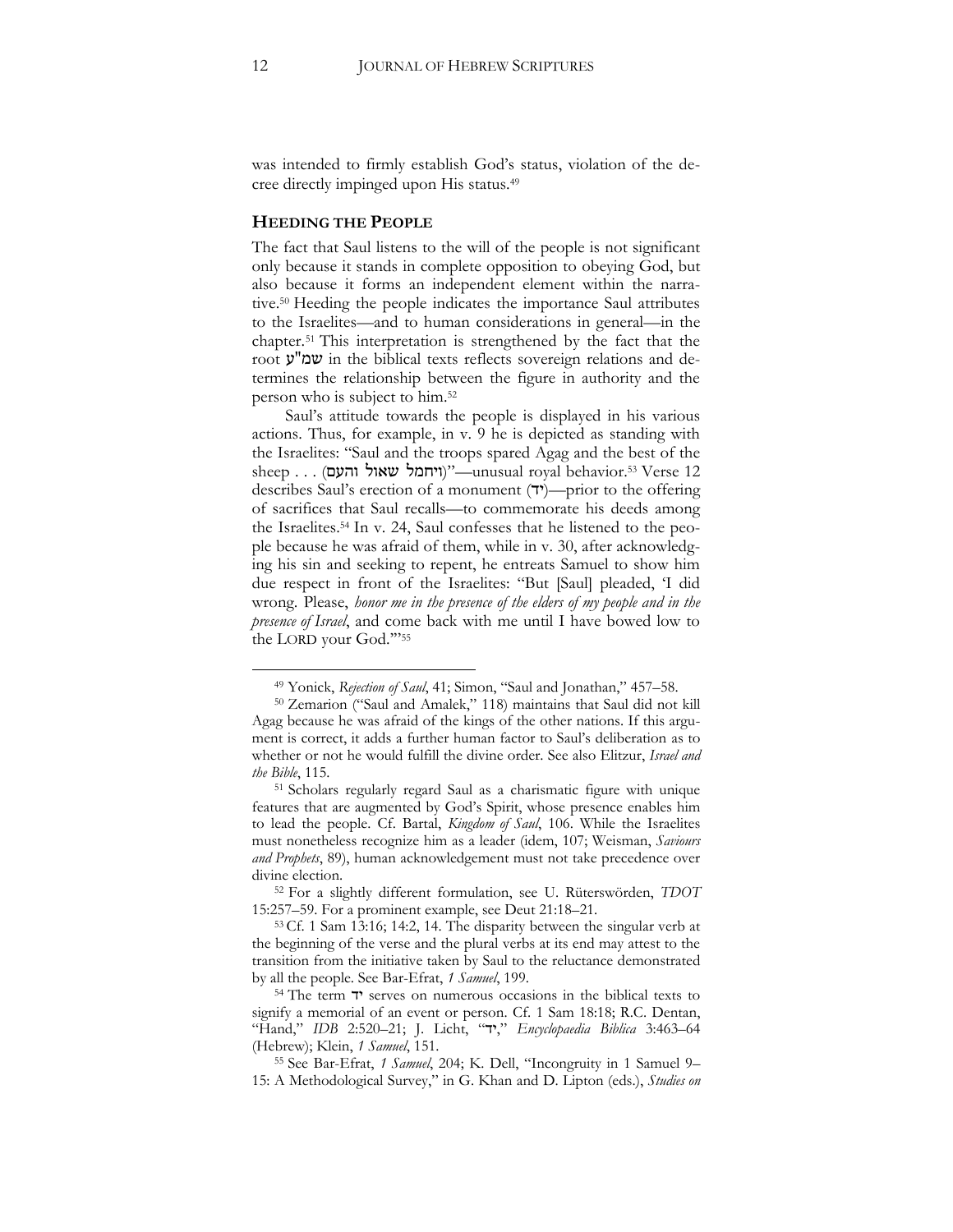was intended to firmly establish God's status, violation of the decree directly impinged upon His status.[49]

## HEEDING THE PEOPLE

The fact that Saul listens to the will of the people is not significant only because it stands in complete opposition to obeying God, but also because it forms an independent element within the narrative.[50] Heeding the people indicates the importance Saul attributes to the Israelites—and to human considerations in general—in the chapter.[51] This interpretation is strengthened by the fact that the root שמ"ע in the biblical texts reflects sovereign relations and determines the relationship between the figure in authority and the person who is subject to him.[52]

Saul's attitude towards the people is displayed in his various actions. Thus, for example, in v. 9 he is depicted as standing with the Israelites: "Saul and the troops spared Agag and the best of the sheep . . . (ויחמל שאול והעם)"—unusual royal behavior.[53] Verse 12 describes Saul's erection of a monument (יד)—prior to the offering of sacrifices that Saul recalls—to commemorate his deeds among the Israelites.[54] In v. 24, Saul confesses that he listened to the people because he was afraid of them, while in v. 30, after acknowledging his sin and seeking to repent, he entreats Samuel to show him due respect in front of the Israelites: "But [Saul] pleaded, 'I did wrong. Please, *honor me in the presence of the elders of my people and in the presence of Israel*, and come back with me until I have bowed low to the LORD your God.'"[55]

---

[49] Yonick, *Rejection of Saul*, 41; Simon, "Saul and Jonathan," 457–58.

[50] Zemarion ("Saul and Amalek," 118) maintains that Saul did not kill Agag because he was afraid of the kings of the other nations. If this argument is correct, it adds a further human factor to Saul's deliberation as to whether or not he would fulfill the divine order. See also Elitzur, *Israel and the Bible*, 115.

[51] Scholars regularly regard Saul as a charismatic figure with unique features that are augmented by God's Spirit, whose presence enables him to lead the people. Cf. Bartal, *Kingdom of Saul*, 106. While the Israelites must nonetheless recognize him as a leader (idem, 107; Weisman, *Saviours and Prophets*, 89), human acknowledgement must not take precedence over divine election.

[52] For a slightly different formulation, see U. Rüterswörden, *TDOT* 15:257–59. For a prominent example, see Deut 21:18–21.

[53] Cf. 1 Sam 13:16; 14:2, 14. The disparity between the singular verb at the beginning of the verse and the plural verbs at its end may attest to the transition from the initiative taken by Saul to the reluctance demonstrated by all the people. See Bar-Efrat, *1 Samuel*, 199.

[54] The term יד serves on numerous occasions in the biblical texts to signify a memorial of an event or person. Cf. 1 Sam 18:18; R.C. Dentan, "Hand," *IDB* 2:520–21; J. Licht, "יד," *Encyclopaedia Biblica* 3:463–64 (Hebrew); Klein, *1 Samuel*, 151.

[55] See Bar-Efrat, *1 Samuel*, 204; K. Dell, "Incongruity in 1 Samuel 9–15: A Methodological Survey," in G. Khan and D. Lipton (eds.), *Studies on*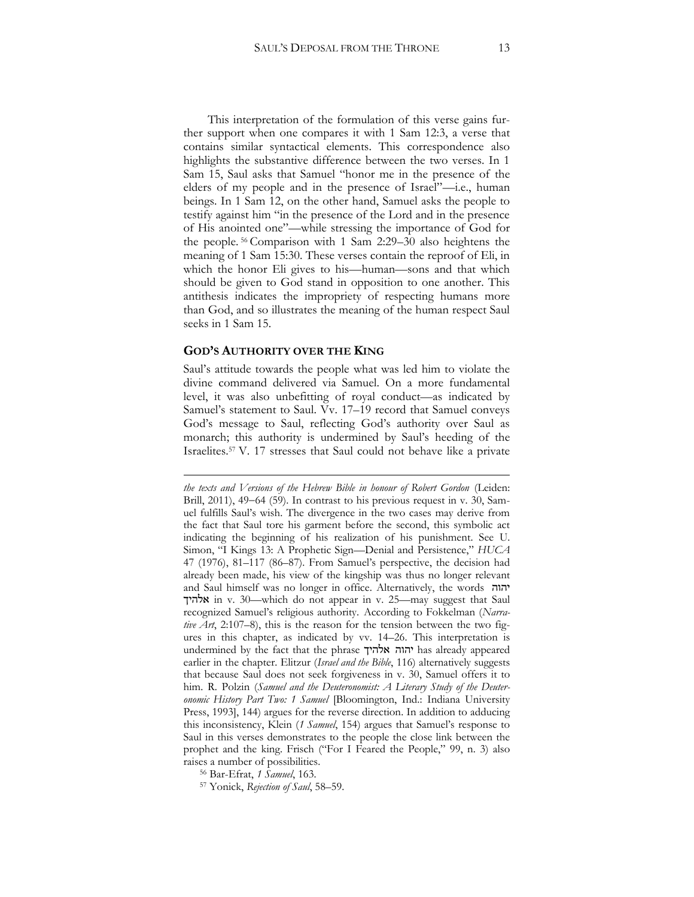This interpretation of the formulation of this verse gains further support when one compares it with 1 Sam 12:3, a verse that contains similar syntactical elements. This correspondence also highlights the substantive difference between the two verses. In 1 Sam 15, Saul asks that Samuel "honor me in the presence of the elders of my people and in the presence of Israel"—i.e., human beings. In 1 Sam 12, on the other hand, Samuel asks the people to testify against him "in the presence of the Lord and in the presence of His anointed one"—while stressing the importance of God for the people.[56] Comparison with 1 Sam 2:29–30 also heightens the meaning of 1 Sam 15:30. These verses contain the reproof of Eli, in which the honor Eli gives to his—human—sons and that which should be given to God stand in opposition to one another. This antithesis indicates the impropriety of respecting humans more than God, and so illustrates the meaning of the human respect Saul seeks in 1 Sam 15.

## GOD'S AUTHORITY OVER THE KING

Saul's attitude towards the people what was led him to violate the divine command delivered via Samuel. On a more fundamental level, it was also unbefitting of royal conduct—as indicated by Samuel's statement to Saul. Vv. 17–19 record that Samuel conveys God's message to Saul, reflecting God's authority over Saul as monarch; this authority is undermined by Saul's heeding of the Israelites.[57] V. 17 stresses that Saul could not behave like a private

---

*the texts and Versions of the Hebrew Bible in honour of Robert Gordon* (Leiden: Brill, 2011), 49–64 (59). In contrast to his previous request in v. 30, Samuel fulfills Saul's wish. The divergence in the two cases may derive from the fact that Saul tore his garment before the second, this symbolic act indicating the beginning of his realization of his punishment. See U. Simon, "I Kings 13: A Prophetic Sign—Denial and Persistence," *HUCA* 47 (1976), 81–117 (86–87). From Samuel's perspective, the decision had already been made, his view of the kingship was thus no longer relevant and Saul himself was no longer in office. Alternatively, the words יהוה אלהיך in v. 30—which do not appear in v. 25—may suggest that Saul recognized Samuel's religious authority. According to Fokkelman (*Narrative Art*, 2:107–8), this is the reason for the tension between the two figures in this chapter, as indicated by vv. 14–26. This interpretation is undermined by the fact that the phrase יהוה אלהיך has already appeared earlier in the chapter. Elitzur (*Israel and the Bible*, 116) alternatively suggests that because Saul does not seek forgiveness in v. 30, Samuel offers it to him. R. Polzin (*Samuel and the Deuteronomist: A Literary Study of the Deuteronomic History Part Two: 1 Samuel* [Bloomington, Ind.: Indiana University Press, 1993], 144) argues for the reverse direction. In addition to adducing this inconsistency, Klein (*1 Samuel*, 154) argues that Samuel's response to Saul in this verses demonstrates to the people the close link between the prophet and the king. Frisch ("For I Feared the People," 99, n. 3) also raises a number of possibilities.

[56] Bar-Efrat, *1 Samuel*, 163.

[57] Yonick, *Rejection of Saul*, 58–59.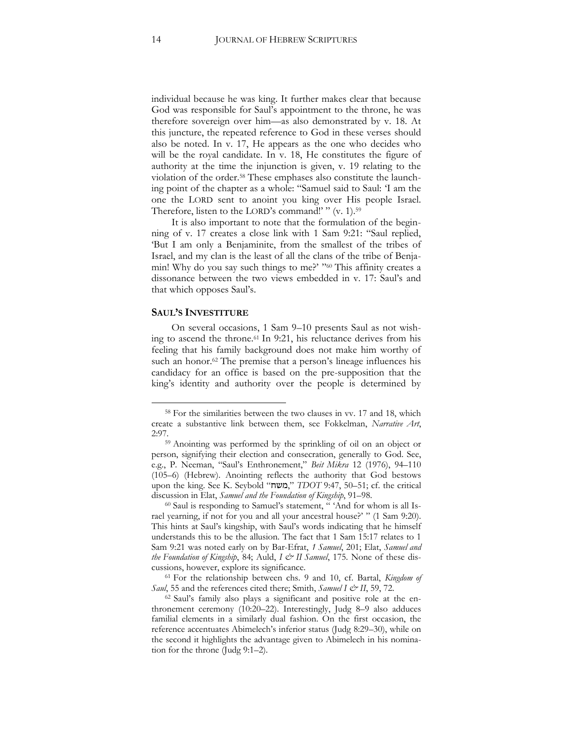individual because he was king. It further makes clear that because God was responsible for Saul's appointment to the throne, he was therefore sovereign over him—as also demonstrated by v. 18. At this juncture, the repeated reference to God in these verses should also be noted. In v. 17, He appears as the one who decides who will be the royal candidate. In v. 18, He constitutes the figure of authority at the time the injunction is given, v. 19 relating to the violation of the order.[58] These emphases also constitute the launching point of the chapter as a whole: "Samuel said to Saul: 'I am the one the LORD sent to anoint you king over His people Israel. Therefore, listen to the LORD's command!' " (v. 1).[59]

It is also important to note that the formulation of the beginning of v. 17 creates a close link with 1 Sam 9:21: "Saul replied, 'But I am only a Benjaminite, from the smallest of the tribes of Israel, and my clan is the least of all the clans of the tribe of Benjamin! Why do you say such things to me?' "[60] This affinity creates a dissonance between the two views embedded in v. 17: Saul's and that which opposes Saul's.

## SAUL'S INVESTITURE

On several occasions, 1 Sam 9–10 presents Saul as not wishing to ascend the throne.[61] In 9:21, his reluctance derives from his feeling that his family background does not make him worthy of such an honor.[62] The premise that a person's lineage influences his candidacy for an office is based on the pre-supposition that the king's identity and authority over the people is determined by

---

[58] For the similarities between the two clauses in vv. 17 and 18, which create a substantive link between them, see Fokkelman, *Narrative Art*, 2:97.

[59] Anointing was performed by the sprinkling of oil on an object or person, signifying their election and consecration, generally to God. See, e.g., P. Neeman, "Saul's Enthronement," *Beit Mikra* 12 (1976), 94–110 (105–6) (Hebrew). Anointing reflects the authority that God bestows upon the king. See K. Seybold "משח," *TDOT* 9:47, 50–51; cf. the critical discussion in Elat, *Samuel and the Foundation of Kingship*, 91–98.

[60] Saul is responding to Samuel's statement, " 'And for whom is all Israel yearning, if not for you and all your ancestral house?' " (1 Sam 9:20). This hints at Saul's kingship, with Saul's words indicating that he himself understands this to be the allusion. The fact that 1 Sam 15:17 relates to 1 Sam 9:21 was noted early on by Bar-Efrat, *1 Samuel*, 201; Elat, *Samuel and the Foundation of Kingship*, 84; Auld, *I & II Samuel*, 175. None of these discussions, however, explore its significance.

[61] For the relationship between chs. 9 and 10, cf. Bartal, *Kingdom of Saul*, 55 and the references cited there; Smith, *Samuel I & II*, 59, 72.

[62] Saul's family also plays a significant and positive role at the enthronement ceremony (10:20–22). Interestingly, Judg 8–9 also adduces familial elements in a similarly dual fashion. On the first occasion, the reference accentuates Abimelech's inferior status (Judg 8:29–30), while on the second it highlights the advantage given to Abimelech in his nomination for the throne (Judg 9:1–2).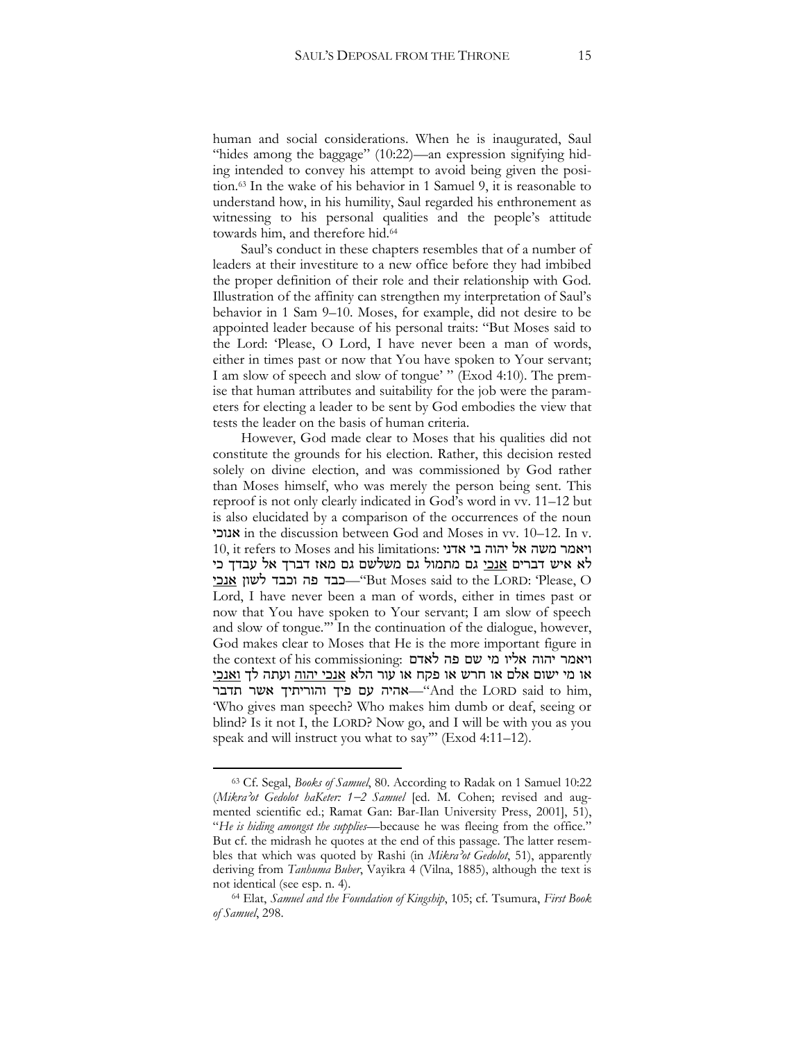human and social considerations. When he is inaugurated, Saul "hides among the baggage" (10:22)—an expression signifying hiding intended to convey his attempt to avoid being given the position.[63] In the wake of his behavior in 1 Samuel 9, it is reasonable to understand how, in his humility, Saul regarded his enthronement as witnessing to his personal qualities and the people's attitude towards him, and therefore hid.[64]

Saul's conduct in these chapters resembles that of a number of leaders at their investiture to a new office before they had imbibed the proper definition of their role and their relationship with God. Illustration of the affinity can strengthen my interpretation of Saul's behavior in 1 Sam 9–10. Moses, for example, did not desire to be appointed leader because of his personal traits: "But Moses said to the Lord: 'Please, O Lord, I have never been a man of words, either in times past or now that You have spoken to Your servant; I am slow of speech and slow of tongue' " (Exod 4:10). The premise that human attributes and suitability for the job were the parameters for electing a leader to be sent by God embodies the view that tests the leader on the basis of human criteria.

However, God made clear to Moses that his qualities did not constitute the grounds for his election. Rather, this decision rested solely on divine election, and was commissioned by God rather than Moses himself, who was merely the person being sent. This reproof is not only clearly indicated in God's word in vv. 11–12 but is also elucidated by a comparison of the occurrences of the noun **אנוכי** in the discussion between God and Moses in vv. 10–12. In v. 10, it refers to Moses and his limitations: ויאמר משה אל יהוה בי אדני לא איש דברים אנכי גם מתמול גם משלשם גם מאז דברך אל עבדך כי כבד פה וכבד לשון אנכי—"But Moses said to the LORD: 'Please, O Lord, I have never been a man of words, either in times past or now that You have spoken to Your servant; I am slow of speech and slow of tongue.'" In the continuation of the dialogue, however, God makes clear to Moses that He is the more important figure in the context of his commissioning: ויאמר יהוה אליו מי שם פה לאדם או מי ישום אלם או חרש או פקח או עור הלא אנכי יהוה ועתה לך ואנכי אהיה עם פיך והוריתיך אשר תדבר—"And the LORD said to him, 'Who gives man speech? Who makes him dumb or deaf, seeing or blind? Is it not I, the LORD? Now go, and I will be with you as you speak and will instruct you what to say'" (Exod 4:11–12).

---

[63] Cf. Segal, *Books of Samuel*, 80. According to Radak on 1 Samuel 10:22 (*Mikra'ot Gedolot haKeter: 1–2 Samuel* [ed. M. Cohen; revised and augmented scientific ed.; Ramat Gan: Bar-Ilan University Press, 2001], 51), "*He is hiding amongst the supplies*—because he was fleeing from the office." But cf. the midrash he quotes at the end of this passage. The latter resembles that which was quoted by Rashi (in *Mikra'ot Gedolot*, 51), apparently deriving from *Tanhuma Buber*, Vayikra 4 (Vilna, 1885), although the text is not identical (see esp. n. 4).

[64] Elat, *Samuel and the Foundation of Kingship*, 105; cf. Tsumura, *First Book of Samuel*, 298.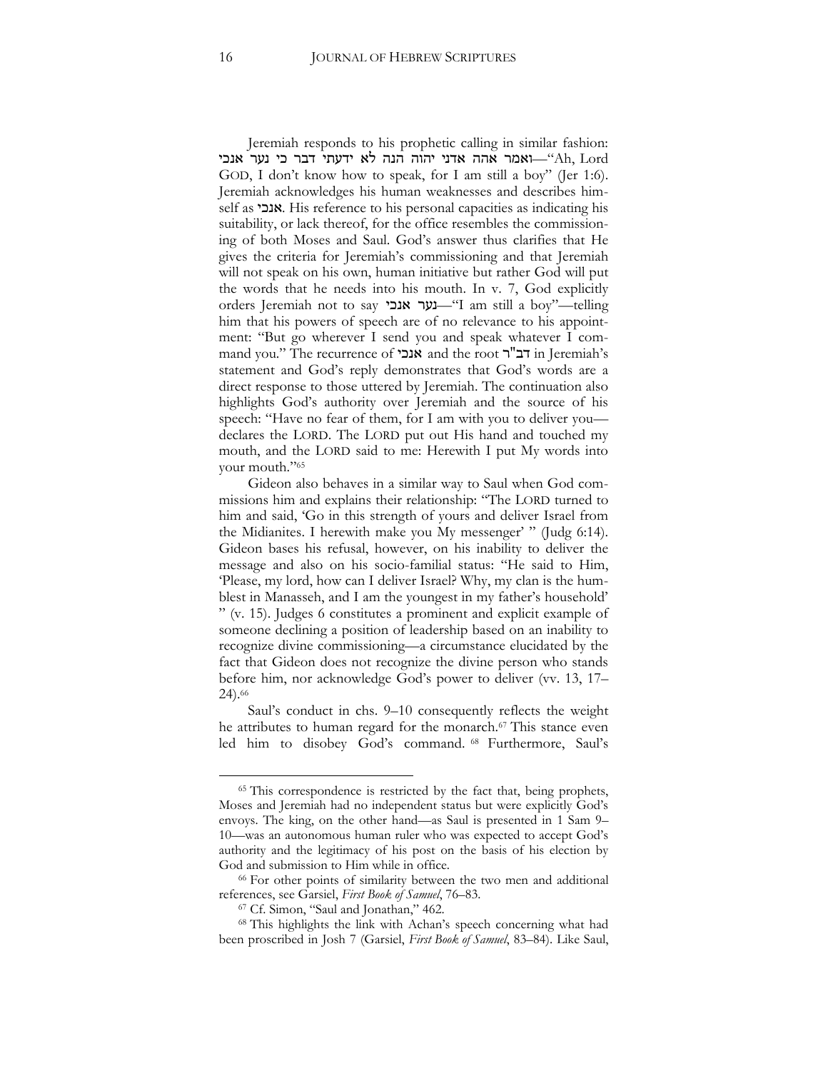Jeremiah responds to his prophetic calling in similar fashion: ואמר אהה אדני יהוה הנה לא ידעתי דבר כי נער אנכי—"Ah, Lord GOD, I don't know how to speak, for I am still a boy" (Jer 1:6). Jeremiah acknowledges his human weaknesses and describes himself as **אנכי**. His reference to his personal capacities as indicating his suitability, or lack thereof, for the office resembles the commissioning of both Moses and Saul. God's answer thus clarifies that He gives the criteria for Jeremiah's commissioning and that Jeremiah will not speak on his own, human initiative but rather God will put the words that he needs into his mouth. In v. 7, God explicitly orders Jeremiah not to say נער אנכי—"I am still a boy"—telling him that his powers of speech are of no relevance to his appointment: "But go wherever I send you and speak whatever I command you." The recurrence of **אנכי** and the root **דב"ר** in Jeremiah's statement and God's reply demonstrates that God's words are a direct response to those uttered by Jeremiah. The continuation also highlights God's authority over Jeremiah and the source of his speech: "Have no fear of them, for I am with you to deliver you—declares the LORD. The LORD put out His hand and touched my mouth, and the LORD said to me: Herewith I put My words into your mouth."[65]

Gideon also behaves in a similar way to Saul when God commissions him and explains their relationship: "The LORD turned to him and said, 'Go in this strength of yours and deliver Israel from the Midianites. I herewith make you My messenger' " (Judg 6:14). Gideon bases his refusal, however, on his inability to deliver the message and also on his socio-familial status: "He said to Him, 'Please, my lord, how can I deliver Israel? Why, my clan is the humblest in Manasseh, and I am the youngest in my father's household' " (v. 15). Judges 6 constitutes a prominent and explicit example of someone declining a position of leadership based on an inability to recognize divine commissioning—a circumstance elucidated by the fact that Gideon does not recognize the divine person who stands before him, nor acknowledge God's power to deliver (vv. 13, 17–24).[66]

Saul's conduct in chs. 9–10 consequently reflects the weight he attributes to human regard for the monarch.[67] This stance even led him to disobey God's command.[68] Furthermore, Saul's

---

[65] This correspondence is restricted by the fact that, being prophets, Moses and Jeremiah had no independent status but were explicitly God's envoys. The king, on the other hand—as Saul is presented in 1 Sam 9–10—was an autonomous human ruler who was expected to accept God's authority and the legitimacy of his post on the basis of his election by God and submission to Him while in office.

[66] For other points of similarity between the two men and additional references, see Garsiel, *First Book of Samuel*, 76–83.

[67] Cf. Simon, "Saul and Jonathan," 462.

[68] This highlights the link with Achan's speech concerning what had been proscribed in Josh 7 (Garsiel, *First Book of Samuel*, 83–84). Like Saul,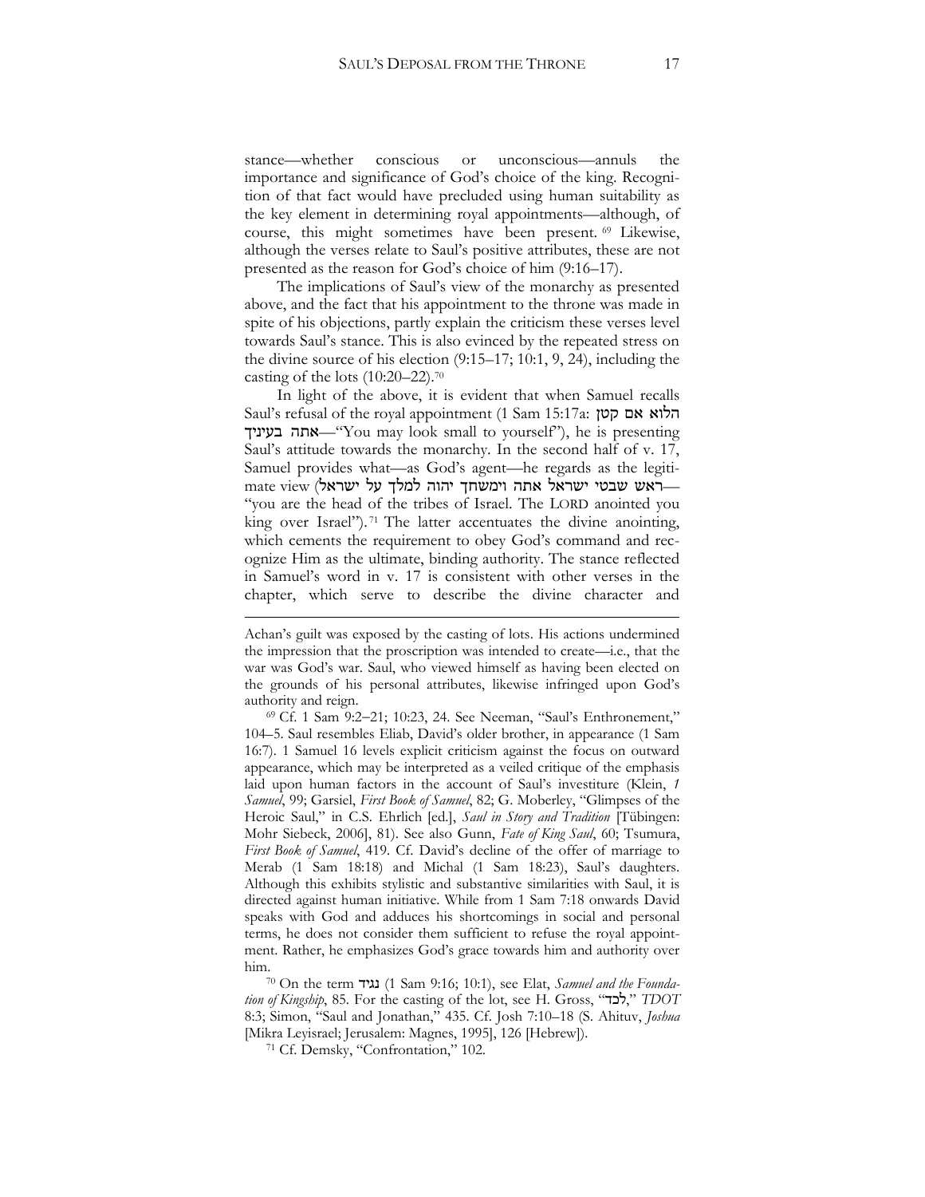stance—whether conscious or unconscious—annuls the importance and significance of God's choice of the king. Recognition of that fact would have precluded using human suitability as the key element in determining royal appointments—although, of course, this might sometimes have been present.[69] Likewise, although the verses relate to Saul's positive attributes, these are not presented as the reason for God's choice of him (9:16–17).

The implications of Saul's view of the monarchy as presented above, and the fact that his appointment to the throne was made in spite of his objections, partly explain the criticism these verses level towards Saul's stance. This is also evinced by the repeated stress on the divine source of his election (9:15–17; 10:1, 9, 24), including the casting of the lots (10:20–22).[70]

In light of the above, it is evident that when Samuel recalls Saul's refusal of the royal appointment (1 Sam 15:17a: הלוא אם קטן אתה בעיניך—"You may look small to yourself"), he is presenting Saul's attitude towards the monarchy. In the second half of v. 17, Samuel provides what—as God's agent—he regards as the legitimate view (ראש שבטי ישראל אתה וימשחך יהוה למלך על ישראל—"you are the head of the tribes of Israel. The LORD anointed you king over Israel").[71] The latter accentuates the divine anointing, which cements the requirement to obey God's command and recognize Him as the ultimate, binding authority. The stance reflected in Samuel's word in v. 17 is consistent with other verses in the chapter, which serve to describe the divine character and

---

Achan's guilt was exposed by the casting of lots. His actions undermined the impression that the proscription was intended to create—i.e., that the war was God's war. Saul, who viewed himself as having been elected on the grounds of his personal attributes, likewise infringed upon God's authority and reign.

[69] Cf. 1 Sam 9:2–21; 10:23, 24. See Neeman, "Saul's Enthronement," 104–5. Saul resembles Eliab, David's older brother, in appearance (1 Sam 16:7). 1 Samuel 16 levels explicit criticism against the focus on outward appearance, which may be interpreted as a veiled critique of the emphasis laid upon human factors in the account of Saul's investiture (Klein, *1 Samuel*, 99; Garsiel, *First Book of Samuel*, 82; G. Moberley, "Glimpses of the Heroic Saul," in C.S. Ehrlich [ed.], *Saul in Story and Tradition* [Tübingen: Mohr Siebeck, 2006], 81). See also Gunn, *Fate of King Saul*, 60; Tsumura, *First Book of Samuel*, 419. Cf. David's decline of the offer of marriage to Merab (1 Sam 18:18) and Michal (1 Sam 18:23), Saul's daughters. Although this exhibits stylistic and substantive similarities with Saul, it is directed against human initiative. While from 1 Sam 7:18 onwards David speaks with God and adduces his shortcomings in social and personal terms, he does not consider them sufficient to refuse the royal appointment. Rather, he emphasizes God's grace towards him and authority over him.

[70] On the term נגיד (1 Sam 9:16; 10:1), see Elat, *Samuel and the Foundation of Kingship*, 85. For the casting of the lot, see H. Gross, "לכד," *TDOT* 8:3; Simon, "Saul and Jonathan," 435. Cf. Josh 7:10–18 (S. Ahituv, *Joshua* [Mikra Leyisrael; Jerusalem: Magnes, 1995], 126 [Hebrew]).

[71] Cf. Demsky, "Confrontation," 102.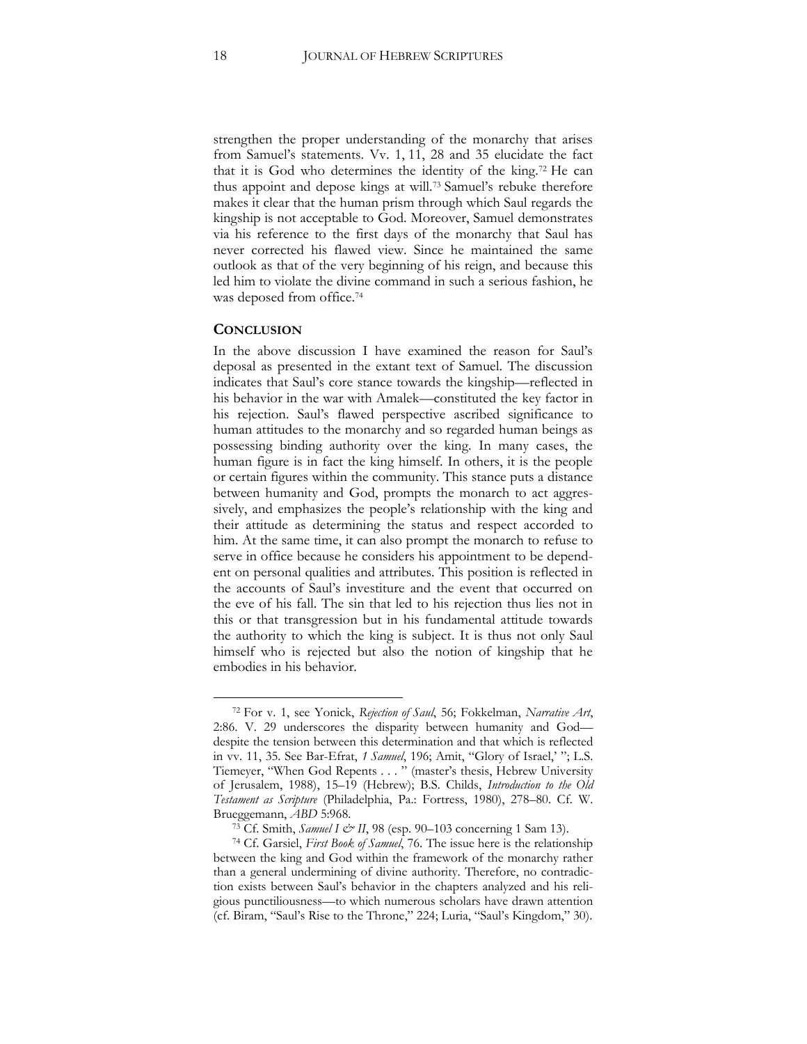strengthen the proper understanding of the monarchy that arises from Samuel's statements. Vv. 1, 11, 28 and 35 elucidate the fact that it is God who determines the identity of the king.[72] He can thus appoint and depose kings at will.[73] Samuel's rebuke therefore makes it clear that the human prism through which Saul regards the kingship is not acceptable to God. Moreover, Samuel demonstrates via his reference to the first days of the monarchy that Saul has never corrected his flawed view. Since he maintained the same outlook as that of the very beginning of his reign, and because this led him to violate the divine command in such a serious fashion, he was deposed from office.[74]

## CONCLUSION

In the above discussion I have examined the reason for Saul's deposal as presented in the extant text of Samuel. The discussion indicates that Saul's core stance towards the kingship—reflected in his behavior in the war with Amalek—constituted the key factor in his rejection. Saul's flawed perspective ascribed significance to human attitudes to the monarchy and so regarded human beings as possessing binding authority over the king. In many cases, the human figure is in fact the king himself. In others, it is the people or certain figures within the community. This stance puts a distance between humanity and God, prompts the monarch to act aggressively, and emphasizes the people's relationship with the king and their attitude as determining the status and respect accorded to him. At the same time, it can also prompt the monarch to refuse to serve in office because he considers his appointment to be dependent on personal qualities and attributes. This position is reflected in the accounts of Saul's investiture and the event that occurred on the eve of his fall. The sin that led to his rejection thus lies not in this or that transgression but in his fundamental attitude towards the authority to which the king is subject. It is thus not only Saul himself who is rejected but also the notion of kingship that he embodies in his behavior.

---

[72] For v. 1, see Yonick, *Rejection of Saul*, 56; Fokkelman, *Narrative Art*, 2:86. V. 29 underscores the disparity between humanity and God—despite the tension between this determination and that which is reflected in vv. 11, 35. See Bar-Efrat, *1 Samuel*, 196; Amit, "Glory of Israel,' "; L.S. Tiemeyer, "When God Repents . . . " (master's thesis, Hebrew University of Jerusalem, 1988), 15–19 (Hebrew); B.S. Childs, *Introduction to the Old Testament as Scripture* (Philadelphia, Pa.: Fortress, 1980), 278–80. Cf. W. Brueggemann, *ABD* 5:968.

[73] Cf. Smith, *Samuel I & II*, 98 (esp. 90–103 concerning 1 Sam 13).

[74] Cf. Garsiel, *First Book of Samuel*, 76. The issue here is the relationship between the king and God within the framework of the monarchy rather than a general undermining of divine authority. Therefore, no contradiction exists between Saul's behavior in the chapters analyzed and his religious punctiliousness—to which numerous scholars have drawn attention (cf. Biram, "Saul's Rise to the Throne," 224; Luria, "Saul's Kingdom," 30).